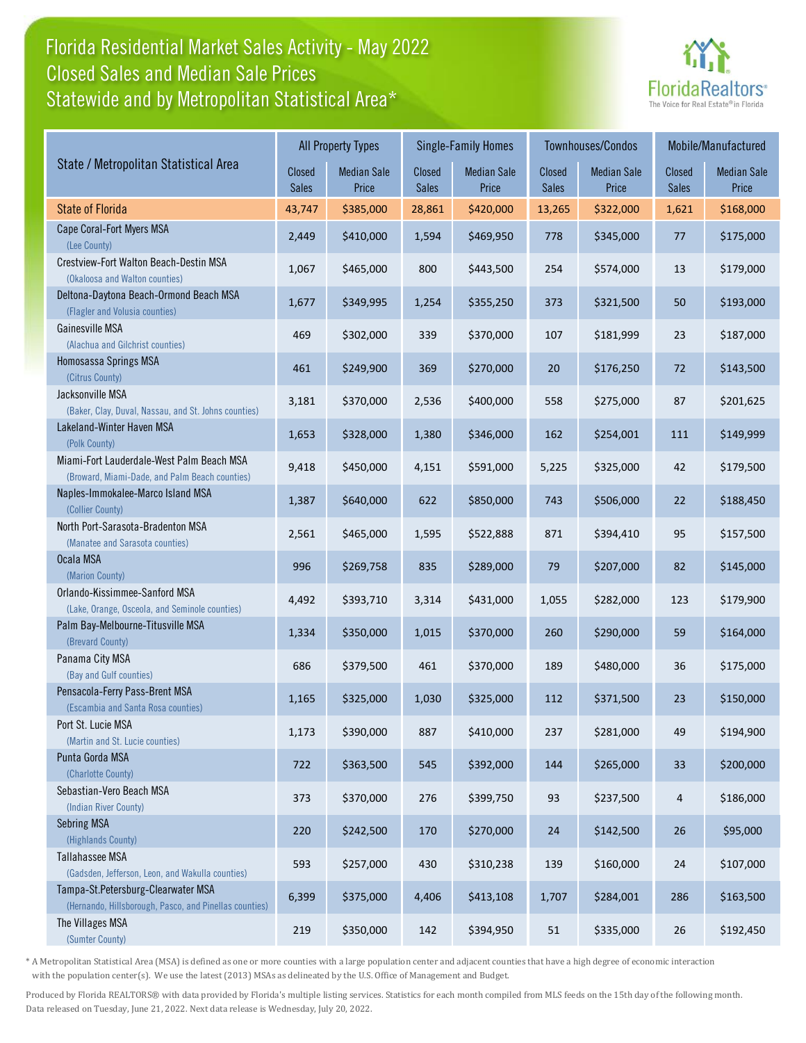# Florida Residential Market Sales Activity - May 2022
## Closed Sales and Median Sale Prices
## Statewide and by Metropolitan Statistical Area*

FloridaRealtors® The Voice for Real Estate® in Florida

| State / Metropolitan Statistical Area | All Property Types | | Single-Family Homes | | Townhouses/Condos | | Mobile/Manufactured | |
|---|---|---|---|---|---|---|---|---|
| | Closed Sales | Median Sale Price | Closed Sales | Median Sale Price | Closed Sales | Median Sale Price | Closed Sales | Median Sale Price |
| State of Florida | 43,747 | $385,000 | 28,861 | $420,000 | 13,265 | $322,000 | 1,621 | $168,000 |
| Cape Coral-Fort Myers MSA (Lee County) | 2,449 | $410,000 | 1,594 | $469,950 | 778 | $345,000 | 77 | $175,000 |
| Crestview-Fort Walton Beach-Destin MSA (Okaloosa and Walton counties) | 1,067 | $465,000 | 800 | $443,500 | 254 | $574,000 | 13 | $179,000 |
| Deltona-Daytona Beach-Ormond Beach MSA (Flagler and Volusia counties) | 1,677 | $349,995 | 1,254 | $355,250 | 373 | $321,500 | 50 | $193,000 |
| Gainesville MSA (Alachua and Gilchrist counties) | 469 | $302,000 | 339 | $370,000 | 107 | $181,999 | 23 | $187,000 |
| Homosassa Springs MSA (Citrus County) | 461 | $249,900 | 369 | $270,000 | 20 | $176,250 | 72 | $143,500 |
| Jacksonville MSA (Baker, Clay, Duval, Nassau, and St. Johns counties) | 3,181 | $370,000 | 2,536 | $400,000 | 558 | $275,000 | 87 | $201,625 |
| Lakeland-Winter Haven MSA (Polk County) | 1,653 | $328,000 | 1,380 | $346,000 | 162 | $254,001 | 111 | $149,999 |
| Miami-Fort Lauderdale-West Palm Beach MSA (Broward, Miami-Dade, and Palm Beach counties) | 9,418 | $450,000 | 4,151 | $591,000 | 5,225 | $325,000 | 42 | $179,500 |
| Naples-Immokalee-Marco Island MSA (Collier County) | 1,387 | $640,000 | 622 | $850,000 | 743 | $506,000 | 22 | $188,450 |
| North Port-Sarasota-Bradenton MSA (Manatee and Sarasota counties) | 2,561 | $465,000 | 1,595 | $522,888 | 871 | $394,410 | 95 | $157,500 |
| Ocala MSA (Marion County) | 996 | $269,758 | 835 | $289,000 | 79 | $207,000 | 82 | $145,000 |
| Orlando-Kissimmee-Sanford MSA (Lake, Orange, Osceola, and Seminole counties) | 4,492 | $393,710 | 3,314 | $431,000 | 1,055 | $282,000 | 123 | $179,900 |
| Palm Bay-Melbourne-Titusville MSA (Brevard County) | 1,334 | $350,000 | 1,015 | $370,000 | 260 | $290,000 | 59 | $164,000 |
| Panama City MSA (Bay and Gulf counties) | 686 | $379,500 | 461 | $370,000 | 189 | $480,000 | 36 | $175,000 |
| Pensacola-Ferry Pass-Brent MSA (Escambia and Santa Rosa counties) | 1,165 | $325,000 | 1,030 | $325,000 | 112 | $371,500 | 23 | $150,000 |
| Port St. Lucie MSA (Martin and St. Lucie counties) | 1,173 | $390,000 | 887 | $410,000 | 237 | $281,000 | 49 | $194,900 |
| Punta Gorda MSA (Charlotte County) | 722 | $363,500 | 545 | $392,000 | 144 | $265,000 | 33 | $200,000 |
| Sebastian-Vero Beach MSA (Indian River County) | 373 | $370,000 | 276 | $399,750 | 93 | $237,500 | 4 | $186,000 |
| Sebring MSA (Highlands County) | 220 | $242,500 | 170 | $270,000 | 24 | $142,500 | 26 | $95,000 |
| Tallahassee MSA (Gadsden, Jefferson, Leon, and Wakulla counties) | 593 | $257,000 | 430 | $310,238 | 139 | $160,000 | 24 | $107,000 |
| Tampa-St.Petersburg-Clearwater MSA (Hernando, Hillsborough, Pasco, and Pinellas counties) | 6,399 | $375,000 | 4,406 | $413,108 | 1,707 | $284,001 | 286 | $163,500 |
| The Villages MSA (Sumter County) | 219 | $350,000 | 142 | $394,950 | 51 | $335,000 | 26 | $192,450 |

* A Metropolitan Statistical Area (MSA) is defined as one or more counties with a large population center and adjacent counties that have a high degree of economic interaction with the population center(s). We use the latest (2013) MSAs as delineated by the U.S. Office of Management and Budget.

Produced by Florida REALTORS® with data provided by Florida's multiple listing services. Statistics for each month compiled from MLS feeds on the 15th day of the following month. Data released on Tuesday, June 21, 2022. Next data release is Wednesday, July 20, 2022.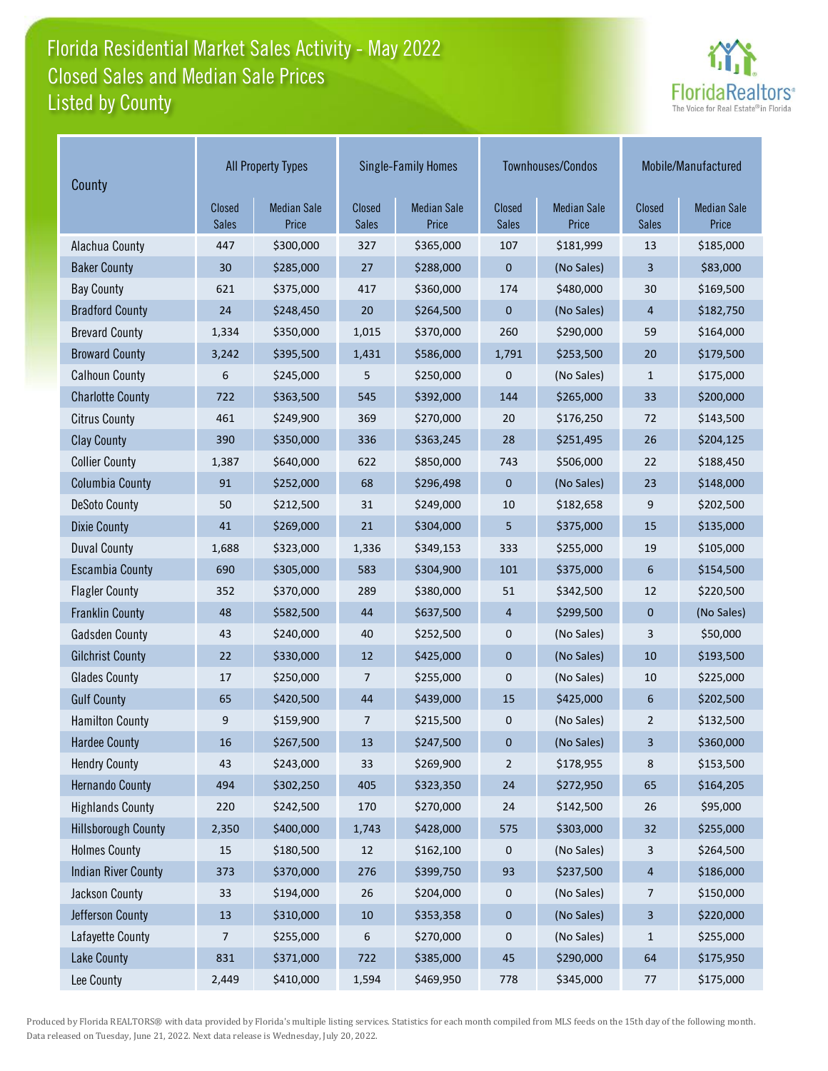# Florida Residential Market Sales Activity - May 2022
## Closed Sales and Median Sale Prices
## Listed by County

| County | All Property Types | | Single-Family Homes | | Townhouses/Condos | | Mobile/Manufactured | |
|---|---|---|---|---|---|---|---|---|
| | Closed Sales | Median Sale Price | Closed Sales | Median Sale Price | Closed Sales | Median Sale Price | Closed Sales | Median Sale Price |
| Alachua County | 447 | $300,000 | 327 | $365,000 | 107 | $181,999 | 13 | $185,000 |
| Baker County | 30 | $285,000 | 27 | $288,000 | 0 | (No Sales) | 3 | $83,000 |
| Bay County | 621 | $375,000 | 417 | $360,000 | 174 | $480,000 | 30 | $169,500 |
| Bradford County | 24 | $248,450 | 20 | $264,500 | 0 | (No Sales) | 4 | $182,750 |
| Brevard County | 1,334 | $350,000 | 1,015 | $370,000 | 260 | $290,000 | 59 | $164,000 |
| Broward County | 3,242 | $395,500 | 1,431 | $586,000 | 1,791 | $253,500 | 20 | $179,500 |
| Calhoun County | 6 | $245,000 | 5 | $250,000 | 0 | (No Sales) | 1 | $175,000 |
| Charlotte County | 722 | $363,500 | 545 | $392,000 | 144 | $265,000 | 33 | $200,000 |
| Citrus County | 461 | $249,900 | 369 | $270,000 | 20 | $176,250 | 72 | $143,500 |
| Clay County | 390 | $350,000 | 336 | $363,245 | 28 | $251,495 | 26 | $204,125 |
| Collier County | 1,387 | $640,000 | 622 | $850,000 | 743 | $506,000 | 22 | $188,450 |
| Columbia County | 91 | $252,000 | 68 | $296,498 | 0 | (No Sales) | 23 | $148,000 |
| DeSoto County | 50 | $212,500 | 31 | $249,000 | 10 | $182,658 | 9 | $202,500 |
| Dixie County | 41 | $269,000 | 21 | $304,000 | 5 | $375,000 | 15 | $135,000 |
| Duval County | 1,688 | $323,000 | 1,336 | $349,153 | 333 | $255,000 | 19 | $105,000 |
| Escambia County | 690 | $305,000 | 583 | $304,900 | 101 | $375,000 | 6 | $154,500 |
| Flagler County | 352 | $370,000 | 289 | $380,000 | 51 | $342,500 | 12 | $220,500 |
| Franklin County | 48 | $582,500 | 44 | $637,500 | 4 | $299,500 | 0 | (No Sales) |
| Gadsden County | 43 | $240,000 | 40 | $252,500 | 0 | (No Sales) | 3 | $50,000 |
| Gilchrist County | 22 | $330,000 | 12 | $425,000 | 0 | (No Sales) | 10 | $193,500 |
| Glades County | 17 | $250,000 | 7 | $255,000 | 0 | (No Sales) | 10 | $225,000 |
| Gulf County | 65 | $420,500 | 44 | $439,000 | 15 | $425,000 | 6 | $202,500 |
| Hamilton County | 9 | $159,900 | 7 | $215,500 | 0 | (No Sales) | 2 | $132,500 |
| Hardee County | 16 | $267,500 | 13 | $247,500 | 0 | (No Sales) | 3 | $360,000 |
| Hendry County | 43 | $243,000 | 33 | $269,900 | 2 | $178,955 | 8 | $153,500 |
| Hernando County | 494 | $302,250 | 405 | $323,350 | 24 | $272,950 | 65 | $164,205 |
| Highlands County | 220 | $242,500 | 170 | $270,000 | 24 | $142,500 | 26 | $95,000 |
| Hillsborough County | 2,350 | $400,000 | 1,743 | $428,000 | 575 | $303,000 | 32 | $255,000 |
| Holmes County | 15 | $180,500 | 12 | $162,100 | 0 | (No Sales) | 3 | $264,500 |
| Indian River County | 373 | $370,000 | 276 | $399,750 | 93 | $237,500 | 4 | $186,000 |
| Jackson County | 33 | $194,000 | 26 | $204,000 | 0 | (No Sales) | 7 | $150,000 |
| Jefferson County | 13 | $310,000 | 10 | $353,358 | 0 | (No Sales) | 3 | $220,000 |
| Lafayette County | 7 | $255,000 | 6 | $270,000 | 0 | (No Sales) | 1 | $255,000 |
| Lake County | 831 | $371,000 | 722 | $385,000 | 45 | $290,000 | 64 | $175,950 |
| Lee County | 2,449 | $410,000 | 1,594 | $469,950 | 778 | $345,000 | 77 | $175,000 |

Produced by Florida REALTORS® with data provided by Florida's multiple listing services. Statistics for each month compiled from MLS feeds on the 15th day of the following month. Data released on Tuesday, June 21, 2022. Next data release is Wednesday, July 20, 2022.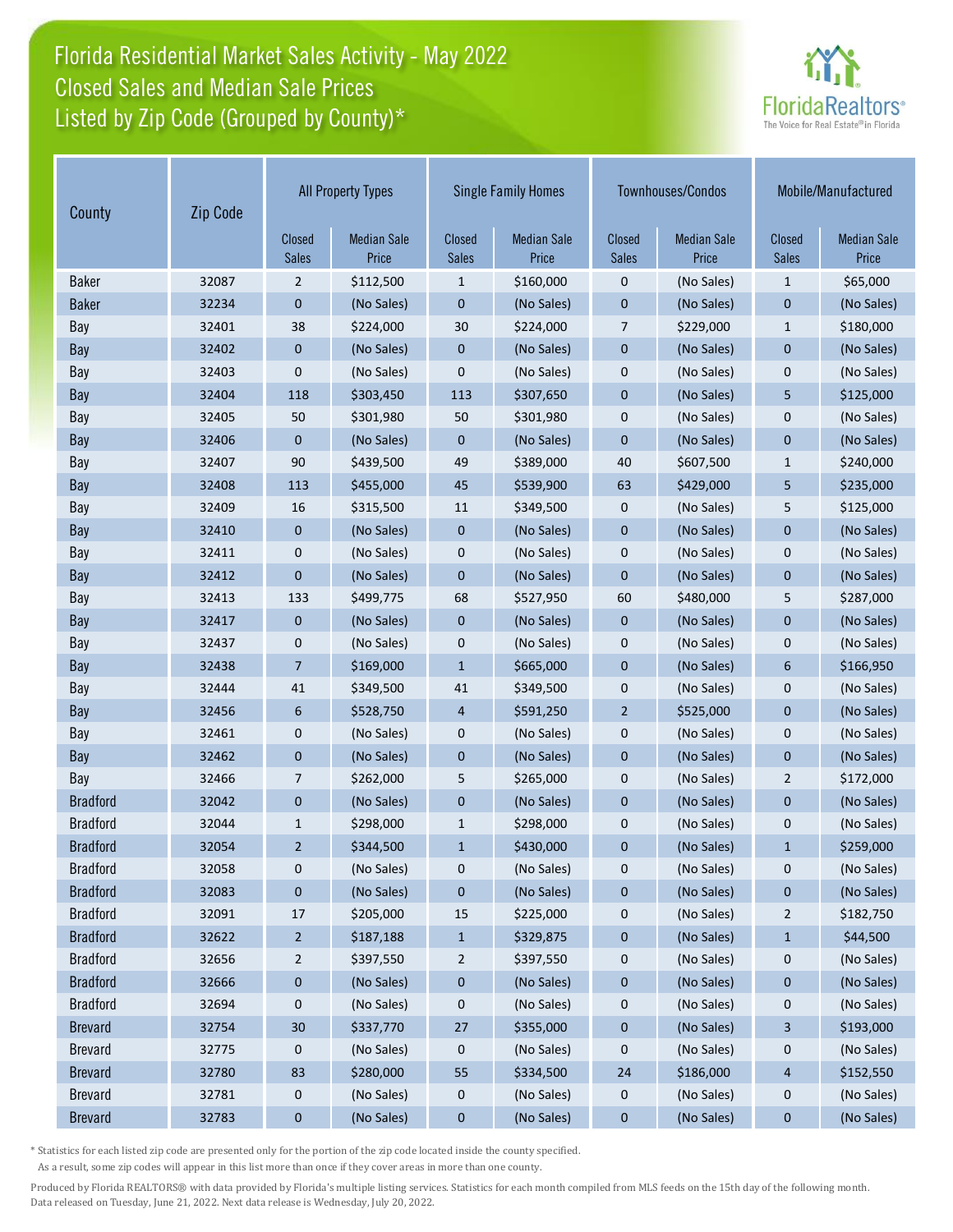# Florida Residential Market Sales Activity - May 2022
## Closed Sales and Median Sale Prices
## Listed by Zip Code (Grouped by County)*

| County | Zip Code | All Property Types | | Single Family Homes | | Townhouses/Condos | | Mobile/Manufactured | |
|---|---|---|---|---|---|---|---|---|---|
| | | Closed Sales | Median Sale Price | Closed Sales | Median Sale Price | Closed Sales | Median Sale Price | Closed Sales | Median Sale Price |
| Baker | 32087 | 2 | $112,500 | 1 | $160,000 | 0 | (No Sales) | 1 | $65,000 |
| Baker | 32234 | 0 | (No Sales) | 0 | (No Sales) | 0 | (No Sales) | 0 | (No Sales) |
| Bay | 32401 | 38 | $224,000 | 30 | $224,000 | 7 | $229,000 | 1 | $180,000 |
| Bay | 32402 | 0 | (No Sales) | 0 | (No Sales) | 0 | (No Sales) | 0 | (No Sales) |
| Bay | 32403 | 0 | (No Sales) | 0 | (No Sales) | 0 | (No Sales) | 0 | (No Sales) |
| Bay | 32404 | 118 | $303,450 | 113 | $307,650 | 0 | (No Sales) | 5 | $125,000 |
| Bay | 32405 | 50 | $301,980 | 50 | $301,980 | 0 | (No Sales) | 0 | (No Sales) |
| Bay | 32406 | 0 | (No Sales) | 0 | (No Sales) | 0 | (No Sales) | 0 | (No Sales) |
| Bay | 32407 | 90 | $439,500 | 49 | $389,000 | 40 | $607,500 | 1 | $240,000 |
| Bay | 32408 | 113 | $455,000 | 45 | $539,900 | 63 | $429,000 | 5 | $235,000 |
| Bay | 32409 | 16 | $315,500 | 11 | $349,500 | 0 | (No Sales) | 5 | $125,000 |
| Bay | 32410 | 0 | (No Sales) | 0 | (No Sales) | 0 | (No Sales) | 0 | (No Sales) |
| Bay | 32411 | 0 | (No Sales) | 0 | (No Sales) | 0 | (No Sales) | 0 | (No Sales) |
| Bay | 32412 | 0 | (No Sales) | 0 | (No Sales) | 0 | (No Sales) | 0 | (No Sales) |
| Bay | 32413 | 133 | $499,775 | 68 | $527,950 | 60 | $480,000 | 5 | $287,000 |
| Bay | 32417 | 0 | (No Sales) | 0 | (No Sales) | 0 | (No Sales) | 0 | (No Sales) |
| Bay | 32437 | 0 | (No Sales) | 0 | (No Sales) | 0 | (No Sales) | 0 | (No Sales) |
| Bay | 32438 | 7 | $169,000 | 1 | $665,000 | 0 | (No Sales) | 6 | $166,950 |
| Bay | 32444 | 41 | $349,500 | 41 | $349,500 | 0 | (No Sales) | 0 | (No Sales) |
| Bay | 32456 | 6 | $528,750 | 4 | $591,250 | 2 | $525,000 | 0 | (No Sales) |
| Bay | 32461 | 0 | (No Sales) | 0 | (No Sales) | 0 | (No Sales) | 0 | (No Sales) |
| Bay | 32462 | 0 | (No Sales) | 0 | (No Sales) | 0 | (No Sales) | 0 | (No Sales) |
| Bay | 32466 | 7 | $262,000 | 5 | $265,000 | 0 | (No Sales) | 2 | $172,000 |
| Bradford | 32042 | 0 | (No Sales) | 0 | (No Sales) | 0 | (No Sales) | 0 | (No Sales) |
| Bradford | 32044 | 1 | $298,000 | 1 | $298,000 | 0 | (No Sales) | 0 | (No Sales) |
| Bradford | 32054 | 2 | $344,500 | 1 | $430,000 | 0 | (No Sales) | 1 | $259,000 |
| Bradford | 32058 | 0 | (No Sales) | 0 | (No Sales) | 0 | (No Sales) | 0 | (No Sales) |
| Bradford | 32083 | 0 | (No Sales) | 0 | (No Sales) | 0 | (No Sales) | 0 | (No Sales) |
| Bradford | 32091 | 17 | $205,000 | 15 | $225,000 | 0 | (No Sales) | 2 | $182,750 |
| Bradford | 32622 | 2 | $187,188 | 1 | $329,875 | 0 | (No Sales) | 1 | $44,500 |
| Bradford | 32656 | 2 | $397,550 | 2 | $397,550 | 0 | (No Sales) | 0 | (No Sales) |
| Bradford | 32666 | 0 | (No Sales) | 0 | (No Sales) | 0 | (No Sales) | 0 | (No Sales) |
| Bradford | 32694 | 0 | (No Sales) | 0 | (No Sales) | 0 | (No Sales) | 0 | (No Sales) |
| Brevard | 32754 | 30 | $337,770 | 27 | $355,000 | 0 | (No Sales) | 3 | $193,000 |
| Brevard | 32775 | 0 | (No Sales) | 0 | (No Sales) | 0 | (No Sales) | 0 | (No Sales) |
| Brevard | 32780 | 83 | $280,000 | 55 | $334,500 | 24 | $186,000 | 4 | $152,550 |
| Brevard | 32781 | 0 | (No Sales) | 0 | (No Sales) | 0 | (No Sales) | 0 | (No Sales) |
| Brevard | 32783 | 0 | (No Sales) | 0 | (No Sales) | 0 | (No Sales) | 0 | (No Sales) |

\* Statistics for each listed zip code are presented only for the portion of the zip code located inside the county specified. As a result, some zip codes will appear in this list more than once if they cover areas in more than one county.

Produced by Florida REALTORS® with data provided by Florida's multiple listing services. Statistics for each month compiled from MLS feeds on the 15th day of the following month. Data released on Tuesday, June 21, 2022. Next data release is Wednesday, July 20, 2022.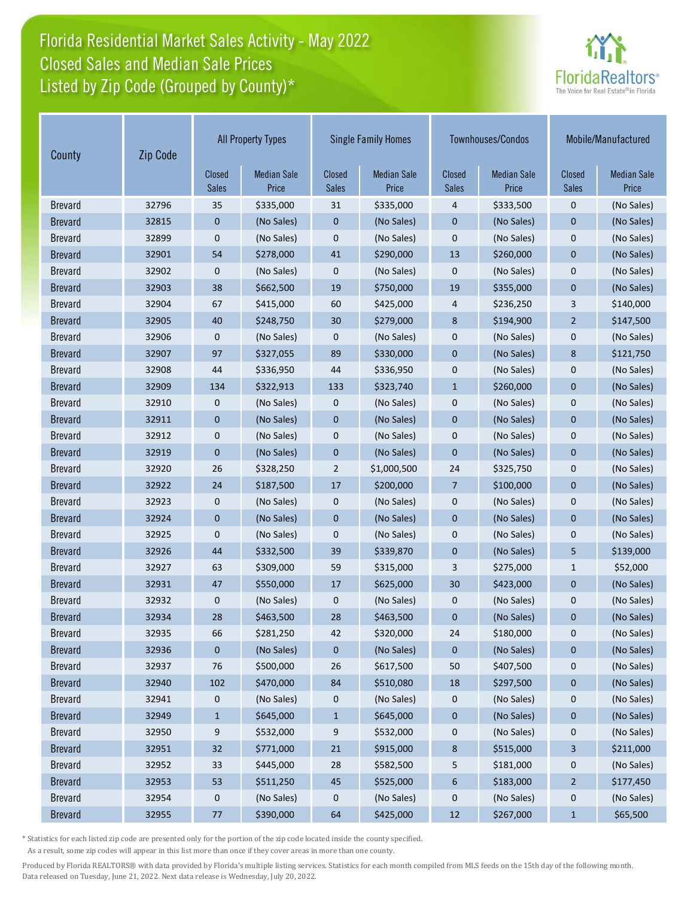# Florida Residential Market Sales Activity - May 2022
## Closed Sales and Median Sale Prices
## Listed by Zip Code (Grouped by County)*

FloridaRealtors® The Voice for Real Estate® in Florida

| County | Zip Code | All Property Types | | Single Family Homes | | Townhouses/Condos | | Mobile/Manufactured | |
|---|---|---|---|---|---|---|---|---|---|
| | | Closed Sales | Median Sale Price | Closed Sales | Median Sale Price | Closed Sales | Median Sale Price | Closed Sales | Median Sale Price |
| Brevard | 32796 | 35 | $335,000 | 31 | $335,000 | 4 | $333,500 | 0 | (No Sales) |
| Brevard | 32815 | 0 | (No Sales) | 0 | (No Sales) | 0 | (No Sales) | 0 | (No Sales) |
| Brevard | 32899 | 0 | (No Sales) | 0 | (No Sales) | 0 | (No Sales) | 0 | (No Sales) |
| Brevard | 32901 | 54 | $278,000 | 41 | $290,000 | 13 | $260,000 | 0 | (No Sales) |
| Brevard | 32902 | 0 | (No Sales) | 0 | (No Sales) | 0 | (No Sales) | 0 | (No Sales) |
| Brevard | 32903 | 38 | $662,500 | 19 | $750,000 | 19 | $355,000 | 0 | (No Sales) |
| Brevard | 32904 | 67 | $415,000 | 60 | $425,000 | 4 | $236,250 | 3 | $140,000 |
| Brevard | 32905 | 40 | $248,750 | 30 | $279,000 | 8 | $194,900 | 2 | $147,500 |
| Brevard | 32906 | 0 | (No Sales) | 0 | (No Sales) | 0 | (No Sales) | 0 | (No Sales) |
| Brevard | 32907 | 97 | $327,055 | 89 | $330,000 | 0 | (No Sales) | 8 | $121,750 |
| Brevard | 32908 | 44 | $336,950 | 44 | $336,950 | 0 | (No Sales) | 0 | (No Sales) |
| Brevard | 32909 | 134 | $322,913 | 133 | $323,740 | 1 | $260,000 | 0 | (No Sales) |
| Brevard | 32910 | 0 | (No Sales) | 0 | (No Sales) | 0 | (No Sales) | 0 | (No Sales) |
| Brevard | 32911 | 0 | (No Sales) | 0 | (No Sales) | 0 | (No Sales) | 0 | (No Sales) |
| Brevard | 32912 | 0 | (No Sales) | 0 | (No Sales) | 0 | (No Sales) | 0 | (No Sales) |
| Brevard | 32919 | 0 | (No Sales) | 0 | (No Sales) | 0 | (No Sales) | 0 | (No Sales) |
| Brevard | 32920 | 26 | $328,250 | 2 | $1,000,500 | 24 | $325,750 | 0 | (No Sales) |
| Brevard | 32922 | 24 | $187,500 | 17 | $200,000 | 7 | $100,000 | 0 | (No Sales) |
| Brevard | 32923 | 0 | (No Sales) | 0 | (No Sales) | 0 | (No Sales) | 0 | (No Sales) |
| Brevard | 32924 | 0 | (No Sales) | 0 | (No Sales) | 0 | (No Sales) | 0 | (No Sales) |
| Brevard | 32925 | 0 | (No Sales) | 0 | (No Sales) | 0 | (No Sales) | 0 | (No Sales) |
| Brevard | 32926 | 44 | $332,500 | 39 | $339,870 | 0 | (No Sales) | 5 | $139,000 |
| Brevard | 32927 | 63 | $309,000 | 59 | $315,000 | 3 | $275,000 | 1 | $52,000 |
| Brevard | 32931 | 47 | $550,000 | 17 | $625,000 | 30 | $423,000 | 0 | (No Sales) |
| Brevard | 32932 | 0 | (No Sales) | 0 | (No Sales) | 0 | (No Sales) | 0 | (No Sales) |
| Brevard | 32934 | 28 | $463,500 | 28 | $463,500 | 0 | (No Sales) | 0 | (No Sales) |
| Brevard | 32935 | 66 | $281,250 | 42 | $320,000 | 24 | $180,000 | 0 | (No Sales) |
| Brevard | 32936 | 0 | (No Sales) | 0 | (No Sales) | 0 | (No Sales) | 0 | (No Sales) |
| Brevard | 32937 | 76 | $500,000 | 26 | $617,500 | 50 | $407,500 | 0 | (No Sales) |
| Brevard | 32940 | 102 | $470,000 | 84 | $510,080 | 18 | $297,500 | 0 | (No Sales) |
| Brevard | 32941 | 0 | (No Sales) | 0 | (No Sales) | 0 | (No Sales) | 0 | (No Sales) |
| Brevard | 32949 | 1 | $645,000 | 1 | $645,000 | 0 | (No Sales) | 0 | (No Sales) |
| Brevard | 32950 | 9 | $532,000 | 9 | $532,000 | 0 | (No Sales) | 0 | (No Sales) |
| Brevard | 32951 | 32 | $771,000 | 21 | $915,000 | 8 | $515,000 | 3 | $211,000 |
| Brevard | 32952 | 33 | $445,000 | 28 | $582,500 | 5 | $181,000 | 0 | (No Sales) |
| Brevard | 32953 | 53 | $511,250 | 45 | $525,000 | 6 | $183,000 | 2 | $177,450 |
| Brevard | 32954 | 0 | (No Sales) | 0 | (No Sales) | 0 | (No Sales) | 0 | (No Sales) |
| Brevard | 32955 | 77 | $390,000 | 64 | $425,000 | 12 | $267,000 | 1 | $65,500 |

* Statistics for each listed zip code are presented only for the portion of the zip code located inside the county specified. As a result, some zip codes will appear in this list more than once if they cover areas in more than one county.

Produced by Florida REALTORS® with data provided by Florida's multiple listing services. Statistics for each month compiled from MLS feeds on the 15th day of the following month. Data released on Tuesday, June 21, 2022. Next data release is Wednesday, July 20, 2022.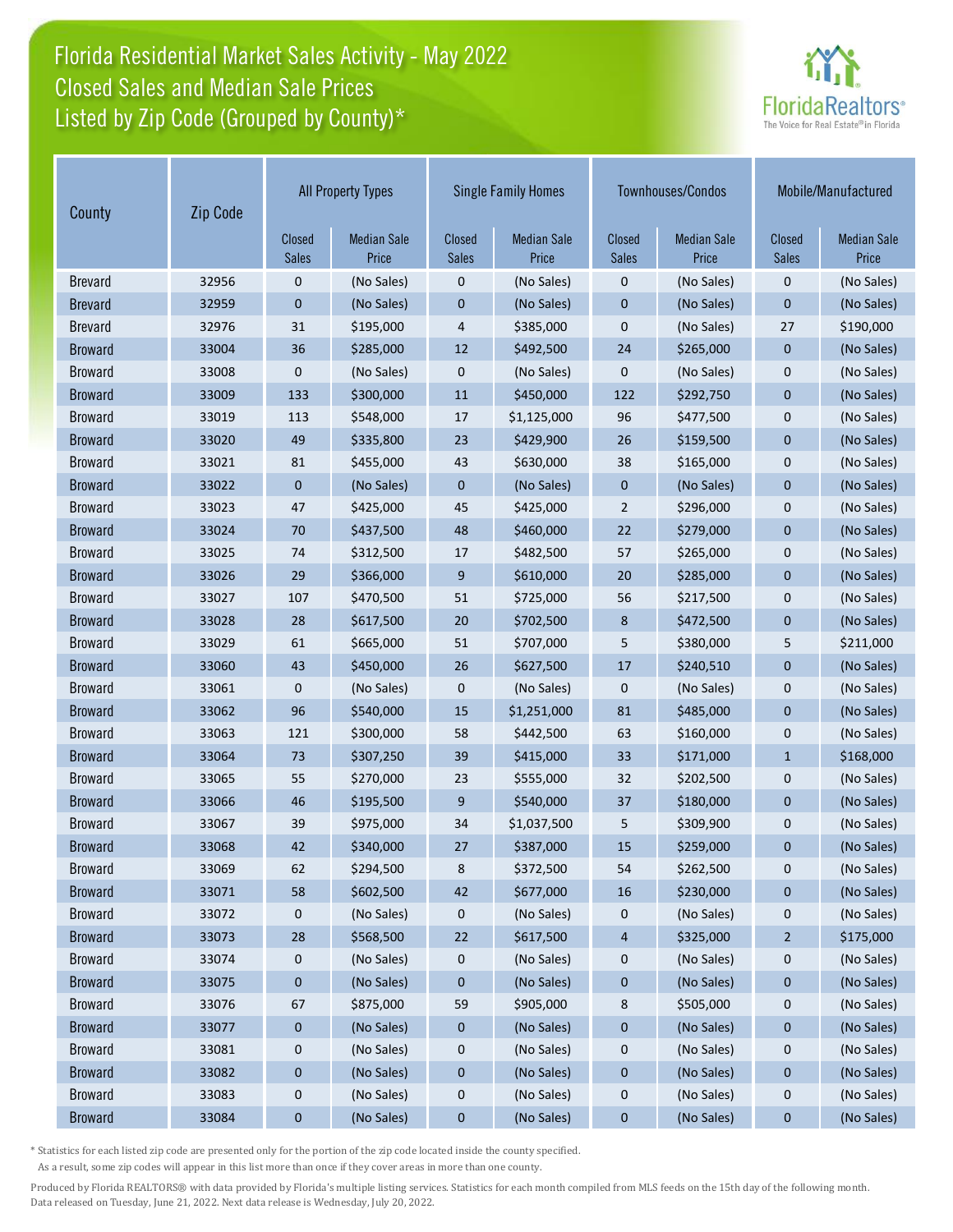# Florida Residential Market Sales Activity - May 2022
## Closed Sales and Median Sale Prices
## Listed by Zip Code (Grouped by County)*

| County | Zip Code | All Property Types | | Single Family Homes | | Townhouses/Condos | | Mobile/Manufactured | |
|---|---|---|---|---|---|---|---|---|---|
| | | Closed Sales | Median Sale Price | Closed Sales | Median Sale Price | Closed Sales | Median Sale Price | Closed Sales | Median Sale Price |
| Brevard | 32956 | 0 | (No Sales) | 0 | (No Sales) | 0 | (No Sales) | 0 | (No Sales) |
| Brevard | 32959 | 0 | (No Sales) | 0 | (No Sales) | 0 | (No Sales) | 0 | (No Sales) |
| Brevard | 32976 | 31 | $195,000 | 4 | $385,000 | 0 | (No Sales) | 27 | $190,000 |
| Broward | 33004 | 36 | $285,000 | 12 | $492,500 | 24 | $265,000 | 0 | (No Sales) |
| Broward | 33008 | 0 | (No Sales) | 0 | (No Sales) | 0 | (No Sales) | 0 | (No Sales) |
| Broward | 33009 | 133 | $300,000 | 11 | $450,000 | 122 | $292,750 | 0 | (No Sales) |
| Broward | 33019 | 113 | $548,000 | 17 | $1,125,000 | 96 | $477,500 | 0 | (No Sales) |
| Broward | 33020 | 49 | $335,800 | 23 | $429,900 | 26 | $159,500 | 0 | (No Sales) |
| Broward | 33021 | 81 | $455,000 | 43 | $630,000 | 38 | $165,000 | 0 | (No Sales) |
| Broward | 33022 | 0 | (No Sales) | 0 | (No Sales) | 0 | (No Sales) | 0 | (No Sales) |
| Broward | 33023 | 47 | $425,000 | 45 | $425,000 | 2 | $296,000 | 0 | (No Sales) |
| Broward | 33024 | 70 | $437,500 | 48 | $460,000 | 22 | $279,000 | 0 | (No Sales) |
| Broward | 33025 | 74 | $312,500 | 17 | $482,500 | 57 | $265,000 | 0 | (No Sales) |
| Broward | 33026 | 29 | $366,000 | 9 | $610,000 | 20 | $285,000 | 0 | (No Sales) |
| Broward | 33027 | 107 | $470,500 | 51 | $725,000 | 56 | $217,500 | 0 | (No Sales) |
| Broward | 33028 | 28 | $617,500 | 20 | $702,500 | 8 | $472,500 | 0 | (No Sales) |
| Broward | 33029 | 61 | $665,000 | 51 | $707,000 | 5 | $380,000 | 5 | $211,000 |
| Broward | 33060 | 43 | $450,000 | 26 | $627,500 | 17 | $240,510 | 0 | (No Sales) |
| Broward | 33061 | 0 | (No Sales) | 0 | (No Sales) | 0 | (No Sales) | 0 | (No Sales) |
| Broward | 33062 | 96 | $540,000 | 15 | $1,251,000 | 81 | $485,000 | 0 | (No Sales) |
| Broward | 33063 | 121 | $300,000 | 58 | $442,500 | 63 | $160,000 | 0 | (No Sales) |
| Broward | 33064 | 73 | $307,250 | 39 | $415,000 | 33 | $171,000 | 1 | $168,000 |
| Broward | 33065 | 55 | $270,000 | 23 | $555,000 | 32 | $202,500 | 0 | (No Sales) |
| Broward | 33066 | 46 | $195,500 | 9 | $540,000 | 37 | $180,000 | 0 | (No Sales) |
| Broward | 33067 | 39 | $975,000 | 34 | $1,037,500 | 5 | $309,900 | 0 | (No Sales) |
| Broward | 33068 | 42 | $340,000 | 27 | $387,000 | 15 | $259,000 | 0 | (No Sales) |
| Broward | 33069 | 62 | $294,500 | 8 | $372,500 | 54 | $262,500 | 0 | (No Sales) |
| Broward | 33071 | 58 | $602,500 | 42 | $677,000 | 16 | $230,000 | 0 | (No Sales) |
| Broward | 33072 | 0 | (No Sales) | 0 | (No Sales) | 0 | (No Sales) | 0 | (No Sales) |
| Broward | 33073 | 28 | $568,500 | 22 | $617,500 | 4 | $325,000 | 2 | $175,000 |
| Broward | 33074 | 0 | (No Sales) | 0 | (No Sales) | 0 | (No Sales) | 0 | (No Sales) |
| Broward | 33075 | 0 | (No Sales) | 0 | (No Sales) | 0 | (No Sales) | 0 | (No Sales) |
| Broward | 33076 | 67 | $875,000 | 59 | $905,000 | 8 | $505,000 | 0 | (No Sales) |
| Broward | 33077 | 0 | (No Sales) | 0 | (No Sales) | 0 | (No Sales) | 0 | (No Sales) |
| Broward | 33081 | 0 | (No Sales) | 0 | (No Sales) | 0 | (No Sales) | 0 | (No Sales) |
| Broward | 33082 | 0 | (No Sales) | 0 | (No Sales) | 0 | (No Sales) | 0 | (No Sales) |
| Broward | 33083 | 0 | (No Sales) | 0 | (No Sales) | 0 | (No Sales) | 0 | (No Sales) |
| Broward | 33084 | 0 | (No Sales) | 0 | (No Sales) | 0 | (No Sales) | 0 | (No Sales) |

* Statistics for each listed zip code are presented only for the portion of the zip code located inside the county specified. As a result, some zip codes will appear in this list more than once if they cover areas in more than one county.

Produced by Florida REALTORS® with data provided by Florida's multiple listing services. Statistics for each month compiled from MLS feeds on the 15th day of the following month. Data released on Tuesday, June 21, 2022. Next data release is Wednesday, July 20, 2022.